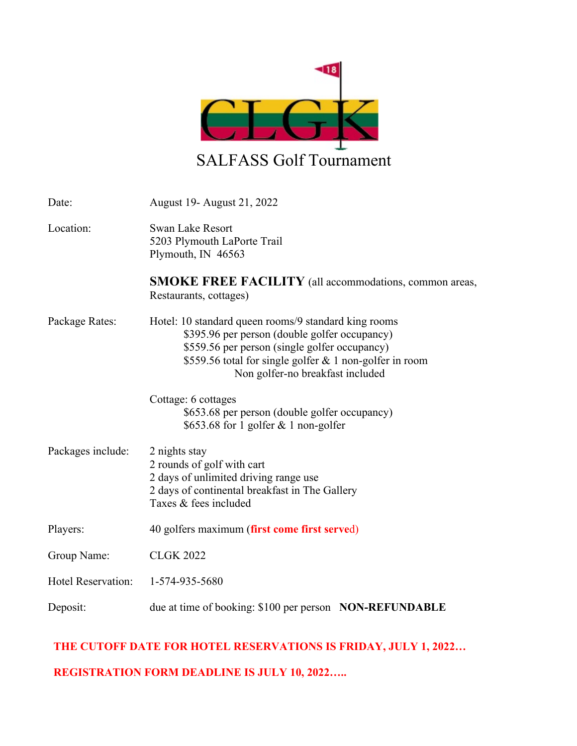CLGK

# SALFASS Golf Tournament

| | |
|---|---|
| Date: | August 19- August 21, 2022 |
| Location: | Swan Lake Resort<br>5203 Plymouth LaPorte Trail<br>Plymouth, IN 46563 |
| | **SMOKE FREE FACILITY** (all accommodations, common areas, Restaurants, cottages) |
| Package Rates: | Hotel: 10 standard queen rooms/9 standard king rooms<br>$395.96 per person (double golfer occupancy)<br>$559.56 per person (single golfer occupancy)<br>$559.56 total for single golfer & 1 non-golfer in room<br>Non golfer-no breakfast included |
| | Cottage: 6 cottages<br>$653.68 per person (double golfer occupancy)<br>$653.68 for 1 golfer & 1 non-golfer |
| Packages include: | 2 nights stay<br>2 rounds of golf with cart<br>2 days of unlimited driving range use<br>2 days of continental breakfast in The Gallery<br>Taxes & fees included |
| Players: | 40 golfers maximum (**first come first served**) |
| Group Name: | CLGK 2022 |
| Hotel Reservation: | 1-574-935-5680 |
| Deposit: | due at time of booking: $100 per person **NON-REFUNDABLE** |

**THE CUTOFF DATE FOR HOTEL RESERVATIONS IS FRIDAY, JULY 1, 2022…**

**REGISTRATION FORM DEADLINE IS JULY 10, 2022…..**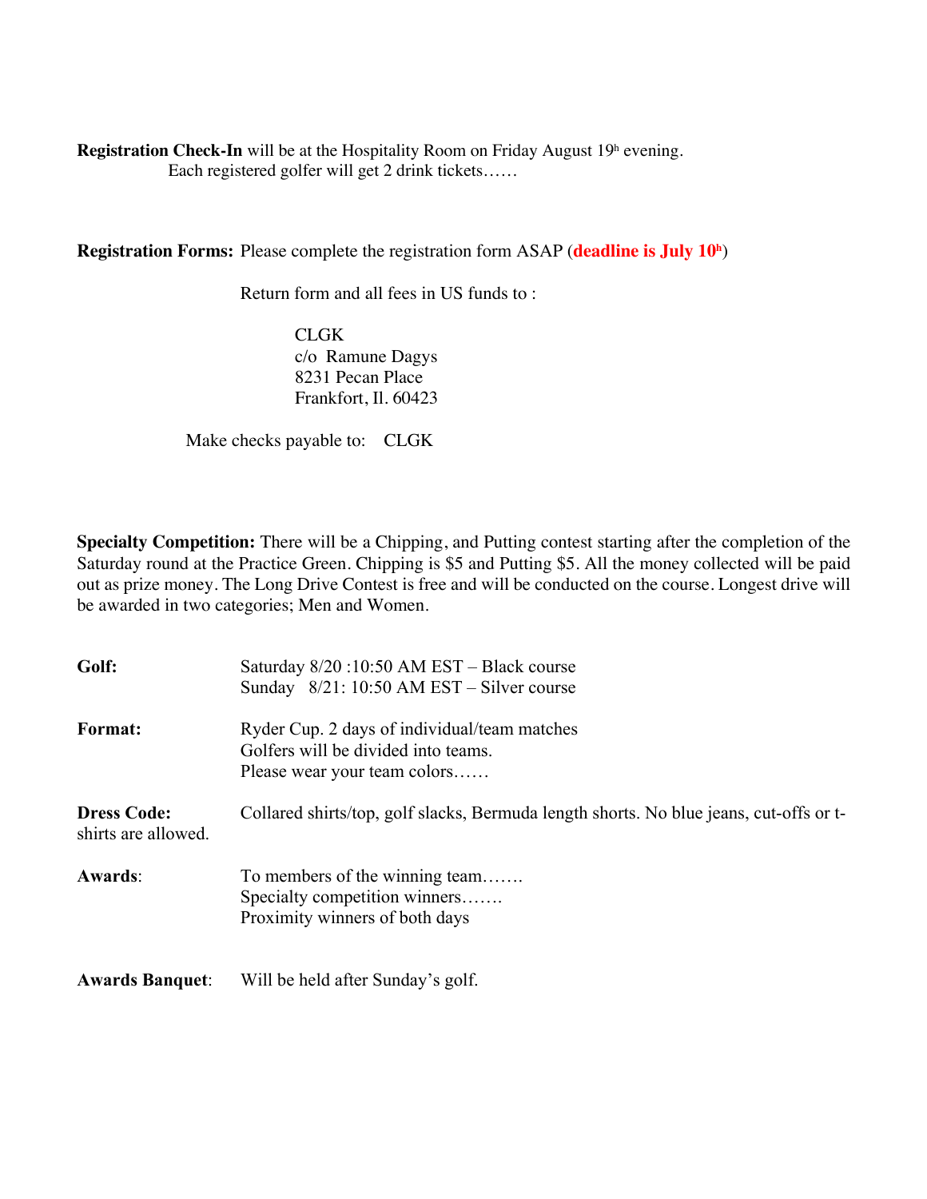**Registration Check-In** will be at the Hospitality Room on Friday August 19h evening.
Each registered golfer will get 2 drink tickets……

**Registration Forms:** Please complete the registration form ASAP (**deadline is July 10h**)

Return form and all fees in US funds to :

CLGK
c/o Ramune Dagys
8231 Pecan Place
Frankfort, Il. 60423

Make checks payable to: CLGK

**Specialty Competition:** There will be a Chipping, and Putting contest starting after the completion of the Saturday round at the Practice Green. Chipping is $5 and Putting $5. All the money collected will be paid out as prize money. The Long Drive Contest is free and will be conducted on the course. Longest drive will be awarded in two categories; Men and Women.

**Golf:** Saturday 8/20 :10:50 AM EST – Black course
Sunday 8/21: 10:50 AM EST – Silver course

**Format:** Ryder Cup. 2 days of individual/team matches
Golfers will be divided into teams.
Please wear your team colors……

**Dress Code:** Collared shirts/top, golf slacks, Bermuda length shorts. No blue jeans, cut-offs or t-shirts are allowed.

**Awards**: To members of the winning team…….
Specialty competition winners…….
Proximity winners of both days

**Awards Banquet**: Will be held after Sunday's golf.